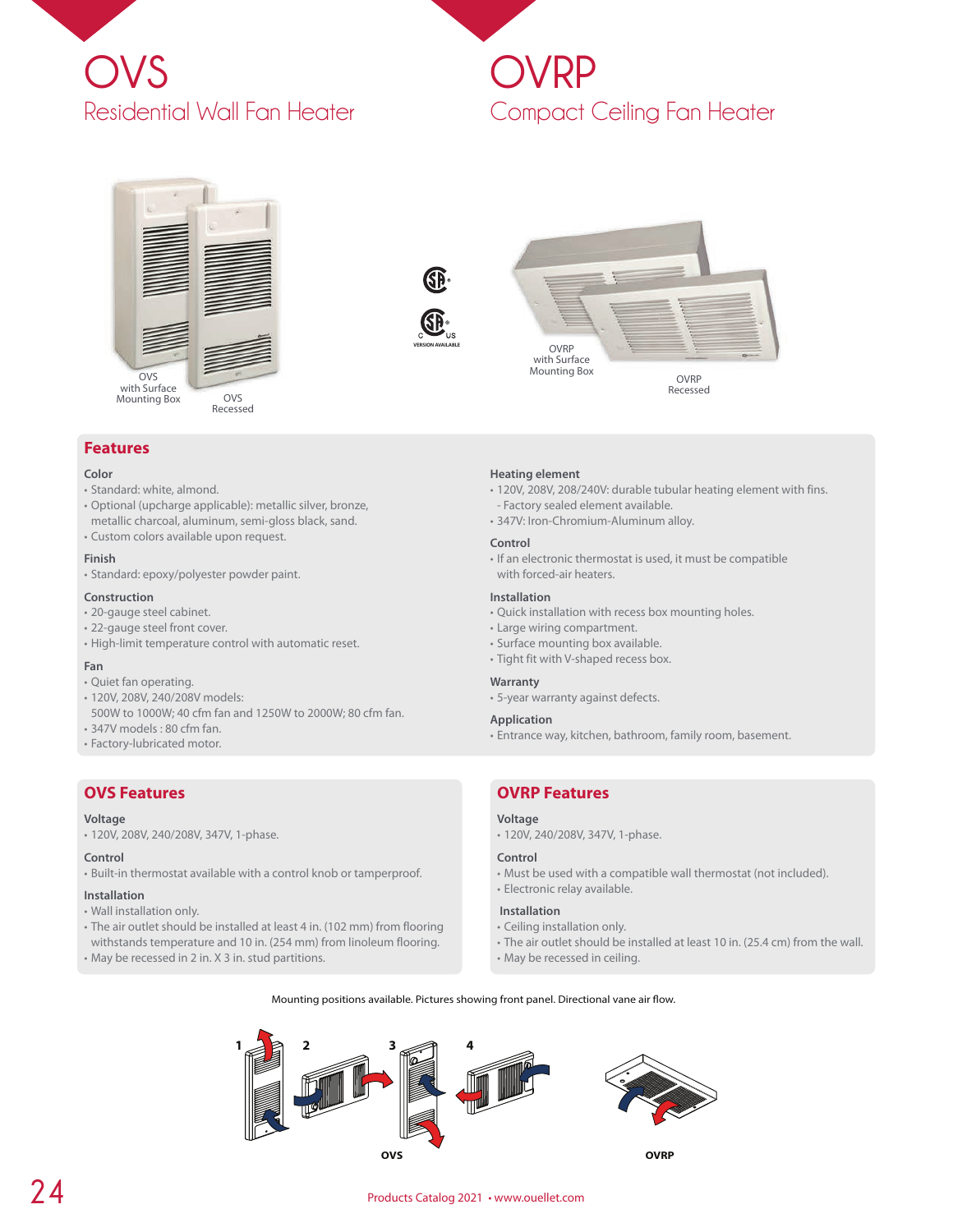# OVS

## Residential Wall Fan Heater

# OVRP

## Compact Ceiling Fan Heater

OVS with Surface Mounting Box

OVS Recessed

VERSION AVAILABLE

OVRP with Surface Mounting Box

OVRP Recessed

## Features

**Color**
- Standard: white, almond.
- Optional (upcharge applicable): metallic silver, bronze, metallic charcoal, aluminum, semi-gloss black, sand.
- Custom colors available upon request.

**Finish**
- Standard: epoxy/polyester powder paint.

**Construction**
- 20-gauge steel cabinet.
- 22-gauge steel front cover.
- High-limit temperature control with automatic reset.

**Fan**
- Quiet fan operating.
- 120V, 208V, 240/208V models: 500W to 1000W; 40 cfm fan and 1250W to 2000W; 80 cfm fan.
- 347V models : 80 cfm fan.
- Factory-lubricated motor.

**Heating element**
- 120V, 208V, 208/240V: durable tubular heating element with fins.
  - Factory sealed element available.
- 347V: Iron-Chromium-Aluminum alloy.

**Control**
- If an electronic thermostat is used, it must be compatible with forced-air heaters.

**Installation**
- Quick installation with recess box mounting holes.
- Large wiring compartment.
- Surface mounting box available.
- Tight fit with V-shaped recess box.

**Warranty**
- 5-year warranty against defects.

**Application**
- Entrance way, kitchen, bathroom, family room, basement.

## OVS Features

**Voltage**
- 120V, 208V, 240/208V, 347V, 1-phase.

**Control**
- Built-in thermostat available with a control knob or tamperproof.

**Installation**
- Wall installation only.
- The air outlet should be installed at least 4 in. (102 mm) from flooring withstands temperature and 10 in. (254 mm) from linoleum flooring.
- May be recessed in 2 in. X 3 in. stud partitions.

## OVRP Features

**Voltage**
- 120V, 240/208V, 347V, 1-phase.

**Control**
- Must be used with a compatible wall thermostat (not included).
- Electronic relay available.

**Installation**
- Ceiling installation only.
- The air outlet should be installed at least 10 in. (25.4 cm) from the wall.
- May be recessed in ceiling.

Mounting positions available. Pictures showing front panel. Directional vane air flow.

1 2 3 4

OVS

OVRP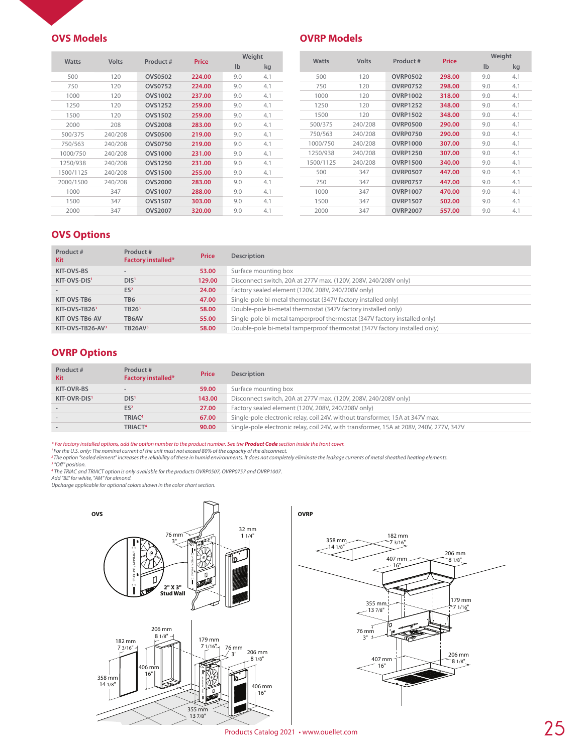## OVS Models

| Watts | Volts | Product # | Price | Weight | |
|---|---|---|---|---|---|
| | | | | lb | kg |
| 500 | 120 | OVS0502 | 224.00 | 9.0 | 4.1 |
| 750 | 120 | OVS0752 | 224.00 | 9.0 | 4.1 |
| 1000 | 120 | OVS1002 | 237.00 | 9.0 | 4.1 |
| 1250 | 120 | OVS1252 | 259.00 | 9.0 | 4.1 |
| 1500 | 120 | OVS1502 | 259.00 | 9.0 | 4.1 |
| 2000 | 208 | OVS2008 | 283.00 | 9.0 | 4.1 |
| 500/375 | 240/208 | OVS0500 | 219.00 | 9.0 | 4.1 |
| 750/563 | 240/208 | OVS0750 | 219.00 | 9.0 | 4.1 |
| 1000/750 | 240/208 | OVS1000 | 231.00 | 9.0 | 4.1 |
| 1250/938 | 240/208 | OVS1250 | 231.00 | 9.0 | 4.1 |
| 1500/1125 | 240/208 | OVS1500 | 255.00 | 9.0 | 4.1 |
| 2000/1500 | 240/208 | OVS2000 | 283.00 | 9.0 | 4.1 |
| 1000 | 347 | OVS1007 | 288.00 | 9.0 | 4.1 |
| 1500 | 347 | OVS1507 | 303.00 | 9.0 | 4.1 |
| 2000 | 347 | OVS2007 | 320.00 | 9.0 | 4.1 |

## OVRP Models

| Watts | Volts | Product # | Price | Weight | |
|---|---|---|---|---|---|
| | | | | lb | kg |
| 500 | 120 | OVRP0502 | 298.00 | 9.0 | 4.1 |
| 750 | 120 | OVRP0752 | 298.00 | 9.0 | 4.1 |
| 1000 | 120 | OVRP1002 | 318.00 | 9.0 | 4.1 |
| 1250 | 120 | OVRP1252 | 348.00 | 9.0 | 4.1 |
| 1500 | 120 | OVRP1502 | 348.00 | 9.0 | 4.1 |
| 500/375 | 240/208 | OVRP0500 | 290.00 | 9.0 | 4.1 |
| 750/563 | 240/208 | OVRP0750 | 290.00 | 9.0 | 4.1 |
| 1000/750 | 240/208 | OVRP1000 | 307.00 | 9.0 | 4.1 |
| 1250/938 | 240/208 | OVRP1250 | 307.00 | 9.0 | 4.1 |
| 1500/1125 | 240/208 | OVRP1500 | 340.00 | 9.0 | 4.1 |
| 500 | 347 | OVRP0507 | 447.00 | 9.0 | 4.1 |
| 750 | 347 | OVRP0757 | 447.00 | 9.0 | 4.1 |
| 1000 | 347 | OVRP1007 | 470.00 | 9.0 | 4.1 |
| 1500 | 347 | OVRP1507 | 502.00 | 9.0 | 4.1 |
| 2000 | 347 | OVRP2007 | 557.00 | 9.0 | 4.1 |

## OVS Options

| Product # Kit | Product # Factory installed* | Price | Description |
|---|---|---|---|
| KIT-OVS-BS | - | 53.00 | Surface mounting box |
| KIT-OVS-DIS[1] | DIS[1] | 129.00 | Disconnect switch, 20A at 277V max. (120V, 208V, 240/208V only) |
| - | ES[2] | 24.00 | Factory sealed element (120V, 208V, 240/208V only) |
| KIT-OVS-TB6 | TB6 | 47.00 | Single-pole bi-metal thermostat (347V factory installed only) |
| KIT-OVS-TB26[3] | TB26[3] | 58.00 | Double-pole bi-metal thermostat (347V factory installed only) |
| KIT-OVS-TB6-AV | TB6AV | 55.00 | Single-pole bi-metal tamperproof thermostat (347V factory installed only) |
| KIT-OVS-TB26-AV[3] | TB26AV[3] | 58.00 | Double-pole bi-metal tamperproof thermostat (347V factory installed only) |

## OVRP Options

| Product # Kit | Product # Factory installed* | Price | Description |
|---|---|---|---|
| KIT-OVR-BS | - | 59.00 | Surface mounting box |
| KIT-OVR-DIS[1] | DIS[1] | 143.00 | Disconnect switch, 20A at 277V max. (120V, 208V, 240/208V only) |
| - | ES[2] | 27.00 | Factory sealed element (120V, 208V, 240/208V only) |
| - | TRIAC[4] | 67.00 | Single-pole electronic relay, coil 24V, without transformer, 15A at 347V max. |
| - | TRIACT[4] | 90.00 | Single-pole electronic relay, coil 24V, with transformer, 15A at 208V, 240V, 277V, 347V |

*\* For factory installed options, add the option number to the product number. See the **Product Code** section inside the front cover.*
*[1] For the U.S. only: The nominal current of the unit must not exceed 80% of the capacity of the disconnect.*
*[2] The option "sealed element" increases the reliability of these in humid environments. It does not completely eliminate the leakage currents of metal sheathed heating elements.*
*[3] "Off" position.*
*[4] The TRIAC and TRIACT option is only available for the products OVRP0507, OVRP0757 and OVRP1007.*
*Add "BL" for white, "AM" for almond.*
*Upcharge applicable for optional colors shown in the color chart section.*

**OVS**

76 mm 3"
32 mm 1 1/4"
2" X 3" Stud Wall
206 mm 8 1/8"
182 mm 7 3/16"
358 mm 14 1/8"
406 mm 16"
179 mm 7 1/16"
76 mm 3"
206 mm 8 1/8"
406 mm 16"
355 mm 13 7/8"

**OVRP**

358 mm 14 1/8"
182 mm 7 3/16"
407 mm 16"
206 mm 8 1/8"
355 mm 13 7/8"
179 mm 7 1/16"
76 mm 3"
407 mm 16"
206 mm 8 1/8"

Products Catalog 2021 • www.ouellet.com